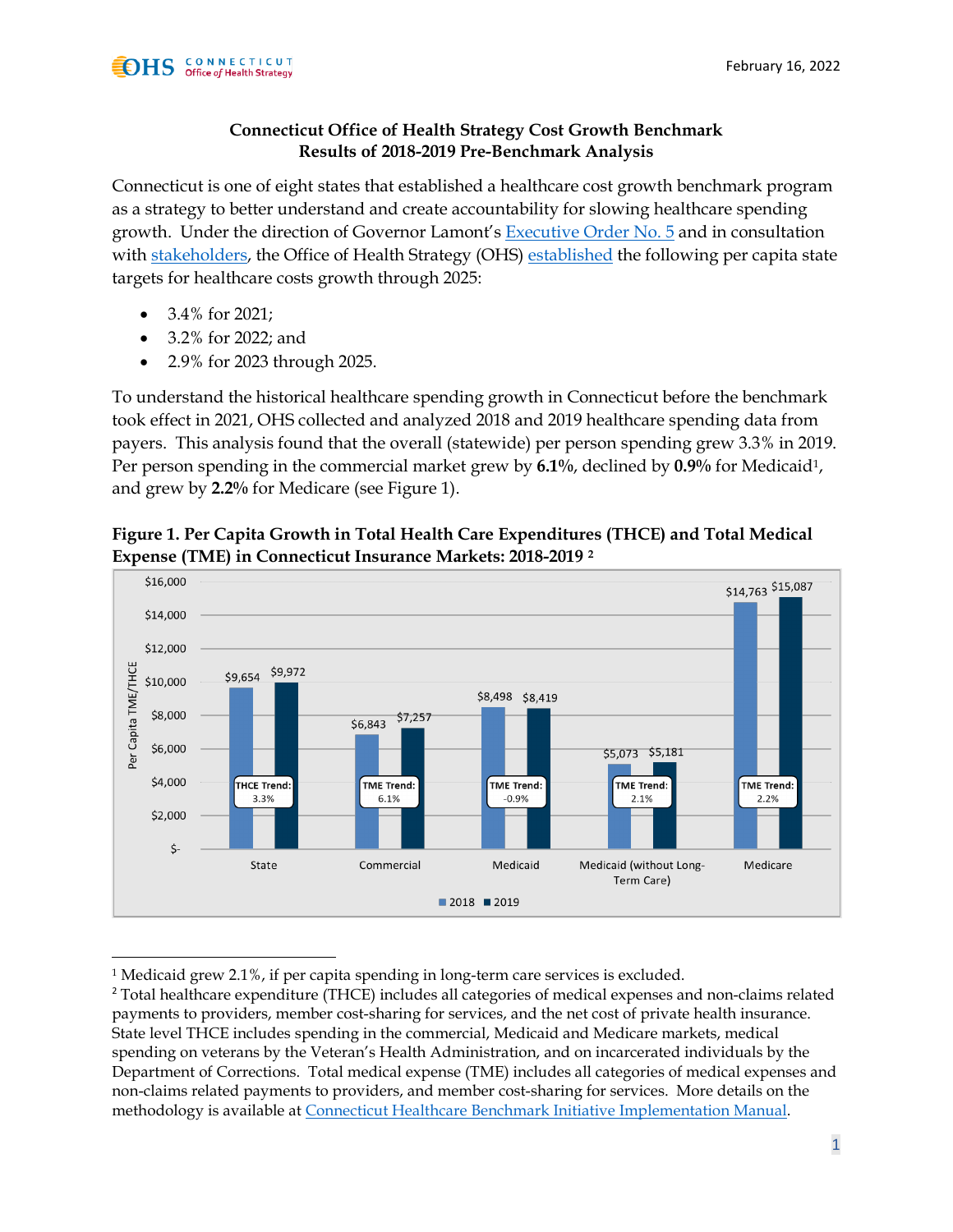# Connecticut Office of Health Strategy Cost Growth Benchmark
## Results of 2018-2019 Pre-Benchmark Analysis

Connecticut is one of eight states that established a healthcare cost growth benchmark program as a strategy to better understand and create accountability for slowing healthcare spending growth. Under the direction of Governor Lamont's Executive Order No. 5 and in consultation with stakeholders, the Office of Health Strategy (OHS) established the following per capita state targets for healthcare costs growth through 2025:

- 3.4% for 2021;
- 3.2% for 2022; and
- 2.9% for 2023 through 2025.

To understand the historical healthcare spending growth in Connecticut before the benchmark took effect in 2021, OHS collected and analyzed 2018 and 2019 healthcare spending data from payers. This analysis found that the overall (statewide) per person spending grew 3.3% in 2019. Per person spending in the commercial market grew by **6.1%**, declined by **0.9%** for Medicaid[1], and grew by **2.2%** for Medicare (see Figure 1).

**Figure 1. Per Capita Growth in Total Health Care Expenditures (THCE) and Total Medical Expense (TME) in Connecticut Insurance Markets: 2018-2019** [2]

| Market | 2018 | 2019 | Trend |
|---|---|---|---|
| State | $9,654 | $9,972 | THCE Trend: 3.3% |
| Commercial | $6,843 | $7,257 | TME Trend: 6.1% |
| Medicaid | $8,498 | $8,419 | TME Trend: -0.9% |
| Medicaid (without Long-Term Care) | $5,073 | $5,181 | TME Trend: 2.1% |
| Medicare | $14,763 | $15,087 | TME Trend: 2.2% |

---

[1] Medicaid grew 2.1%, if per capita spending in long-term care services is excluded.

[2] Total healthcare expenditure (THCE) includes all categories of medical expenses and non-claims related payments to providers, member cost-sharing for services, and the net cost of private health insurance. State level THCE includes spending in the commercial, Medicaid and Medicare markets, medical spending on veterans by the Veteran's Health Administration, and on incarcerated individuals by the Department of Corrections. Total medical expense (TME) includes all categories of medical expenses and non-claims related payments to providers, and member cost-sharing for services. More details on the methodology is available at Connecticut Healthcare Benchmark Initiative Implementation Manual.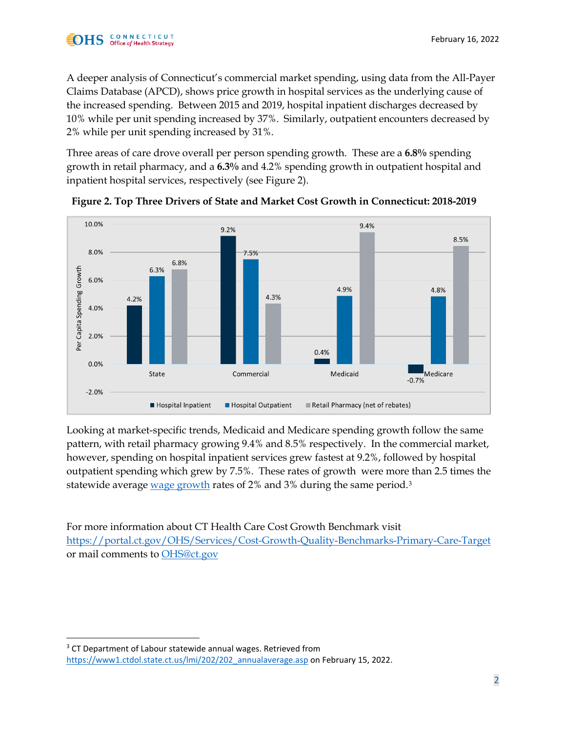A deeper analysis of Connecticut's commercial market spending, using data from the All-Payer Claims Database (APCD), shows price growth in hospital services as the underlying cause of the increased spending. Between 2015 and 2019, hospital inpatient discharges decreased by 10% while per unit spending increased by 37%. Similarly, outpatient encounters decreased by 2% while per unit spending increased by 31%.

Three areas of care drove overall per person spending growth. These are a **6.8%** spending growth in retail pharmacy, and a **6.3%** and 4.2% spending growth in outpatient hospital and inpatient hospital services, respectively (see Figure 2).

**Figure 2. Top Three Drivers of State and Market Cost Growth in Connecticut: 2018-2019**

Per Capita Spending Growth

10.0%
8.0%
6.0%
4.0%
2.0%
0.0%
-2.0%

State: 4.2%, 6.3%, 6.8%
Commercial: 9.2%, 7.5%, 4.3%
Medicaid: 0.4%, 4.9%, 9.4%
Medicare: -0.7%, 4.8%, 8.5%

Hospital Inpatient
Hospital Outpatient
Retail Pharmacy (net of rebates)

Looking at market-specific trends, Medicaid and Medicare spending growth follow the same pattern, with retail pharmacy growing 9.4% and 8.5% respectively. In the commercial market, however, spending on hospital inpatient services grew fastest at 9.2%, followed by hospital outpatient spending which grew by 7.5%. These rates of growth were more than 2.5 times the statewide average wage growth rates of 2% and 3% during the same period.[3]

For more information about CT Health Care Cost Growth Benchmark visit https://portal.ct.gov/OHS/Services/Cost-Growth-Quality-Benchmarks-Primary-Care-Target or mail comments to OHS@ct.gov

[3] CT Department of Labour statewide annual wages. Retrieved from https://www1.ctdol.state.ct.us/lmi/202/202_annualaverage.asp on February 15, 2022.